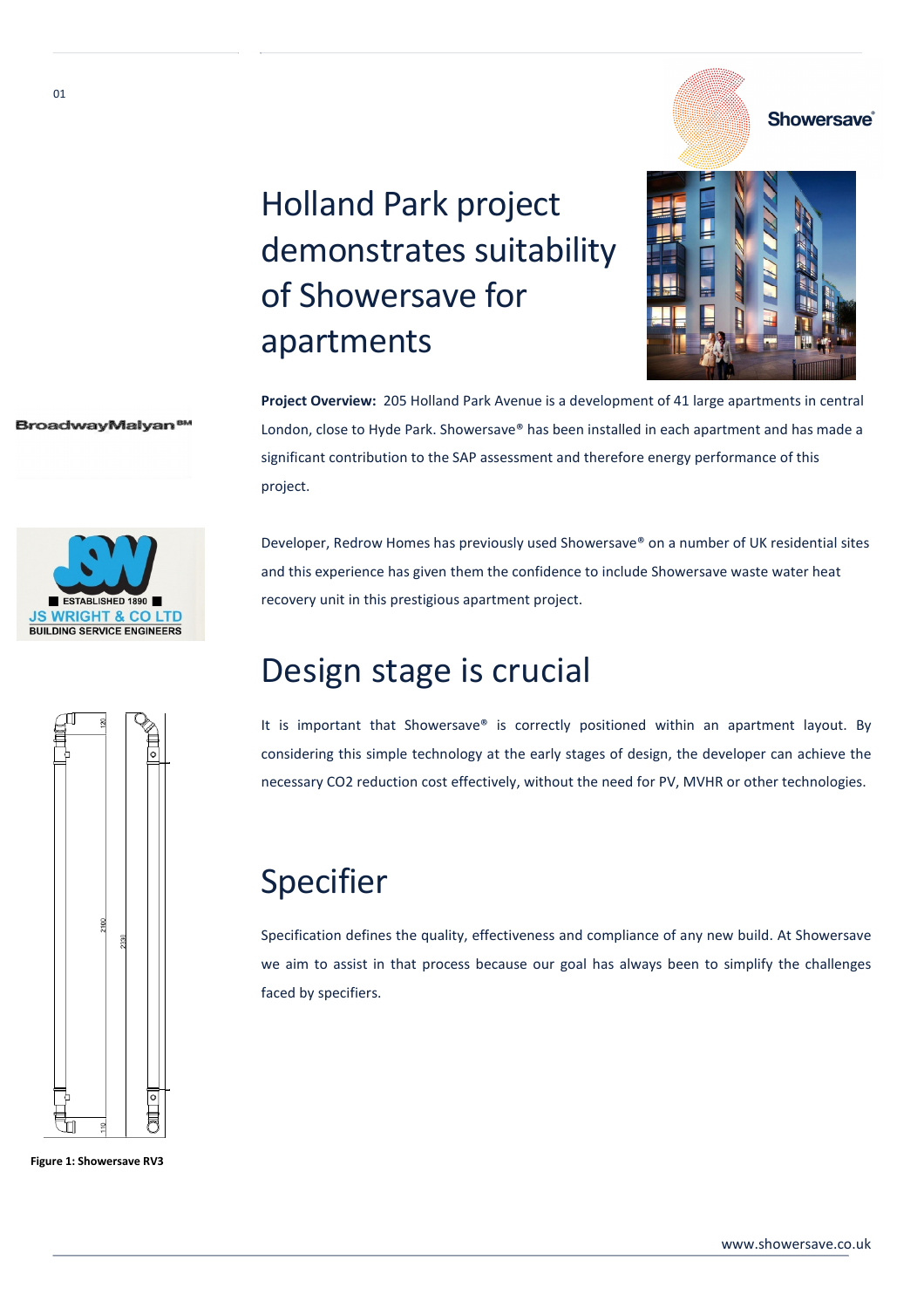# Holland Park project demonstrates suitability of Showersave for apartments

**Project Overview:** 205 Holland Park Avenue is a development of 41 large apartments in central London, close to Hyde Park. Showersave® has been installed in each apartment and has made a significant contribution to the SAP assessment and therefore energy performance of this project.

Developer, Redrow Homes has previously used Showersave® on a number of UK residential sites and this experience has given them the confidence to include Showersave waste water heat recovery unit in this prestigious apartment project.

## Design stage is crucial

It is important that Showersave® is correctly positioned within an apartment layout. By considering this simple technology at the early stages of design, the developer can achieve the necessary $CO_2$ reduction cost effectively, without the need for PV, MVHR or other technologies.

## Specifier

Specification defines the quality, effectiveness and compliance of any new build. At Showersave we aim to assist in that process because our goal has always been to simplify the challenges faced by specifiers.

**Figure 1: Showersave RV3**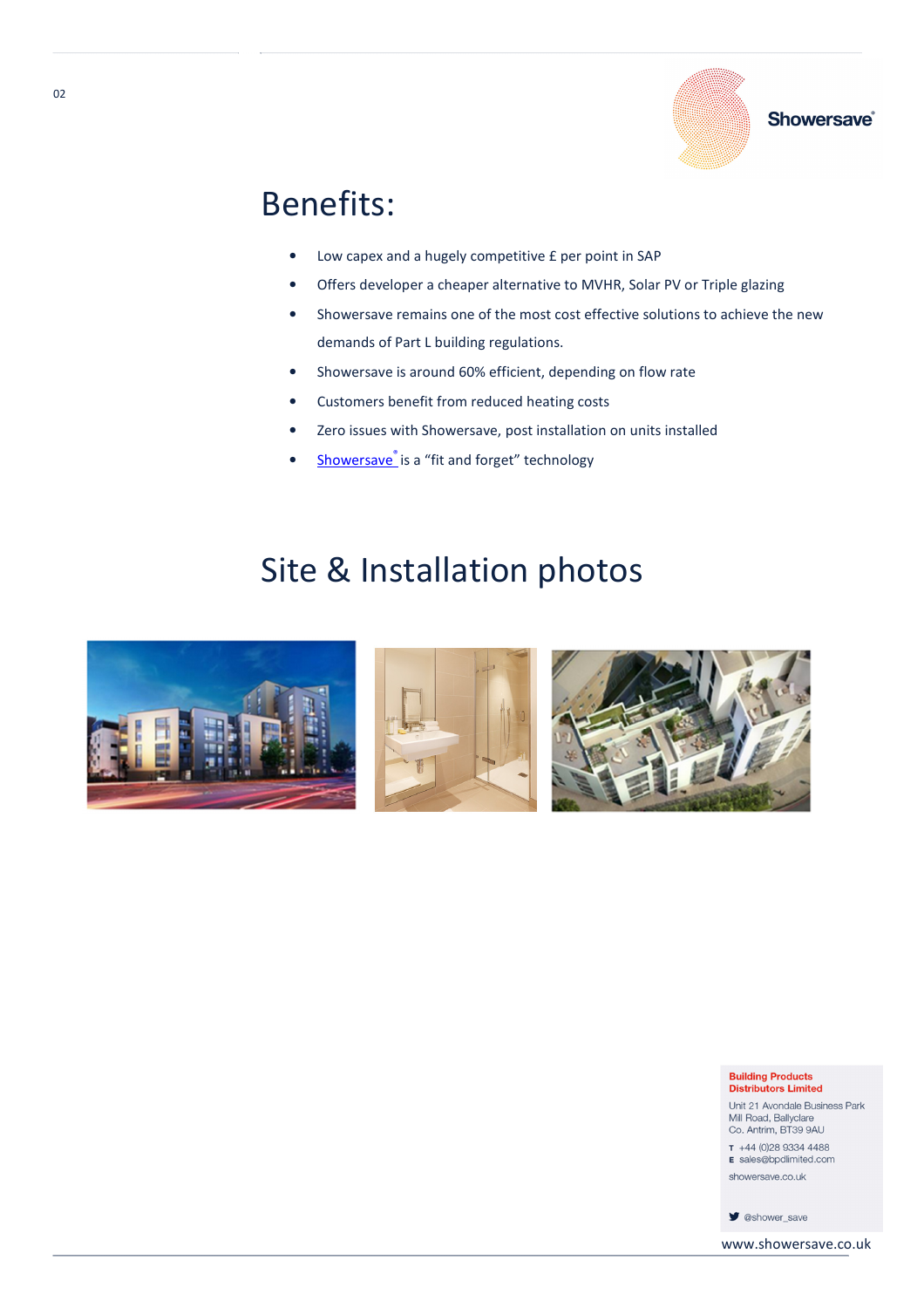## Benefits:

- Low capex and a hugely competitive £ per point in SAP
- Offers developer a cheaper alternative to MVHR, Solar PV or Triple glazing
- Showersave remains one of the most cost effective solutions to achieve the new demands of Part L building regulations.
- Showersave is around 60% efficient, depending on flow rate
- Customers benefit from reduced heating costs
- Zero issues with Showersave, post installation on units installed
- Showersave® is a “fit and forget” technology

## Site & Installation photos

**Building Products Distributors Limited**

Unit 21 Avondale Business Park
Mill Road, Ballyclare
Co. Antrim, BT39 9AU

T +44 (0)28 9334 4488
E sales@bpdlimited.com

showersave.co.uk

@shower_save

www.showersave.co.uk